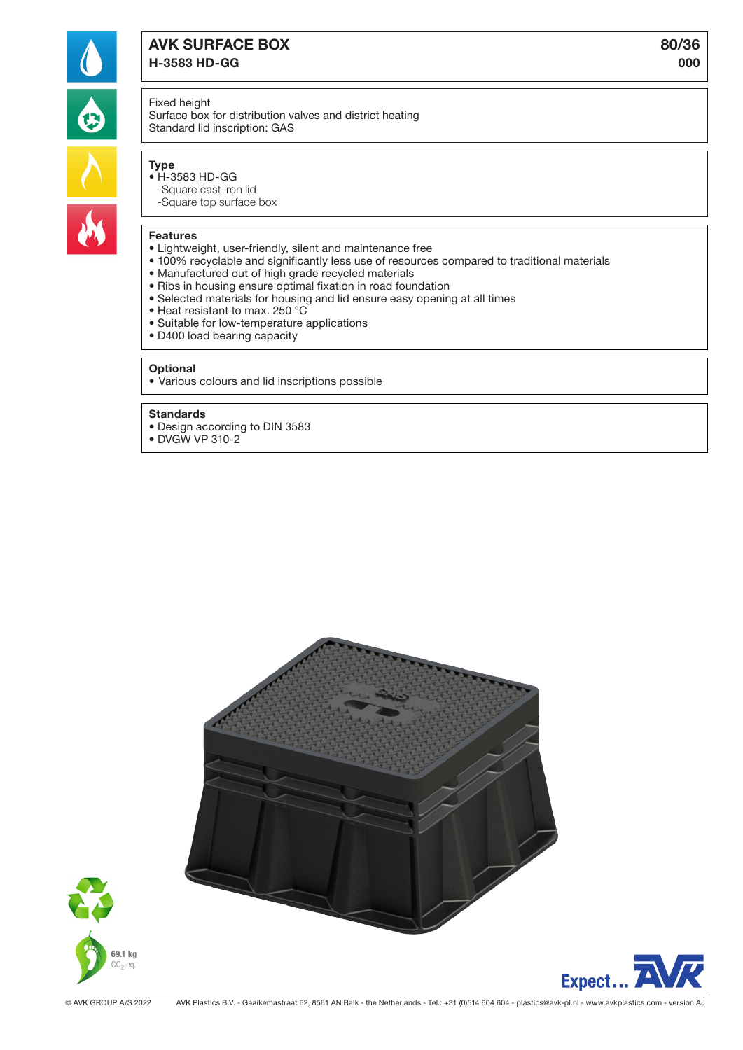# AVK SURFACE BOX

## H-3583 HD-GG

80/36
000

Fixed height
Surface box for distribution valves and district heating
Standard lid inscription: GAS

**Type**
- H-3583 HD-GG
  -Square cast iron lid
  -Square top surface box

**Features**
- Lightweight, user-friendly, silent and maintenance free
- 100% recyclable and significantly less use of resources compared to traditional materials
- Manufactured out of high grade recycled materials
- Ribs in housing ensure optimal fixation in road foundation
- Selected materials for housing and lid ensure easy opening at all times
- Heat resistant to max. 250 °C
- Suitable for low-temperature applications
- D400 load bearing capacity

**Optional**
- Various colours and lid inscriptions possible

**Standards**
- Design according to DIN 3583
- DVGW VP 310-2

69.1 kg $CO_2$ eq.

Expect... AVK

© AVK GROUP A/S 2022 AVK Plastics B.V. - Gaaikemastraat 62, 8561 AN Balk - the Netherlands - Tel.: +31 (0)514 604 604 - plastics@avk-pl.nl - www.avkplastics.com - version AJ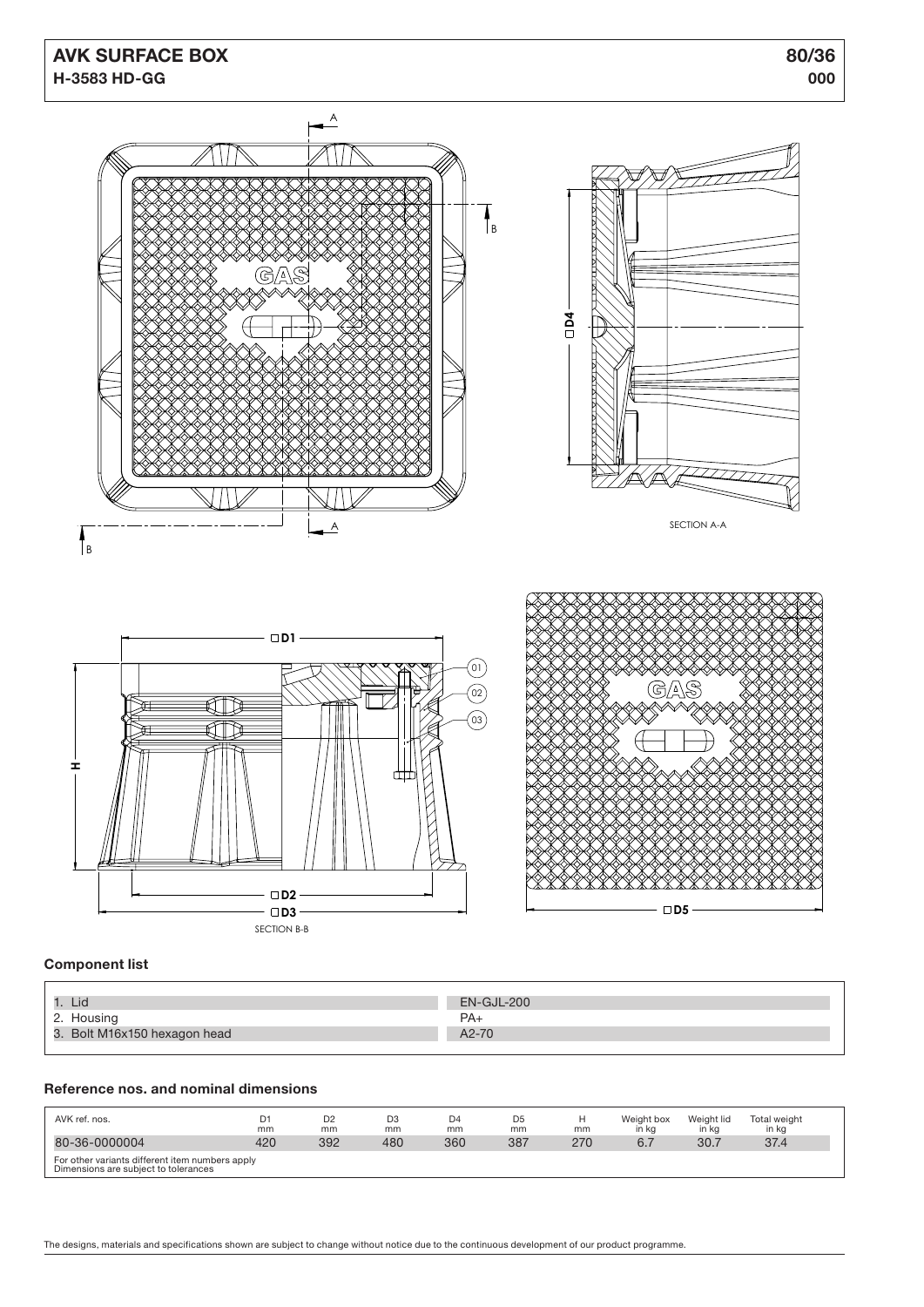# AVK SURFACE BOX

## H-3583 HD-GG

80/36

000

SECTION A-A

SECTION B-B

### Component list

| | |
|---|---|
| 1. Lid | EN-GJL-200 |
| 2. Housing | PA+ |
| 3. Bolt M16x150 hexagon head | A2-70 |

### Reference nos. and nominal dimensions

| AVK ref. nos. | D1 mm | D2 mm | D3 mm | D4 mm | D5 mm | H mm | Weight box in kg | Weight lid in kg | Total weight in kg |
|---|---|---|---|---|---|---|---|---|---|
| 80-36-0000004 | 420 | 392 | 480 | 360 | 387 | 270 | 6.7 | 30.7 | 37.4 |

For other variants different item numbers apply
Dimensions are subject to tolerances

The designs, materials and specifications shown are subject to change without notice due to the continuous development of our product programme.